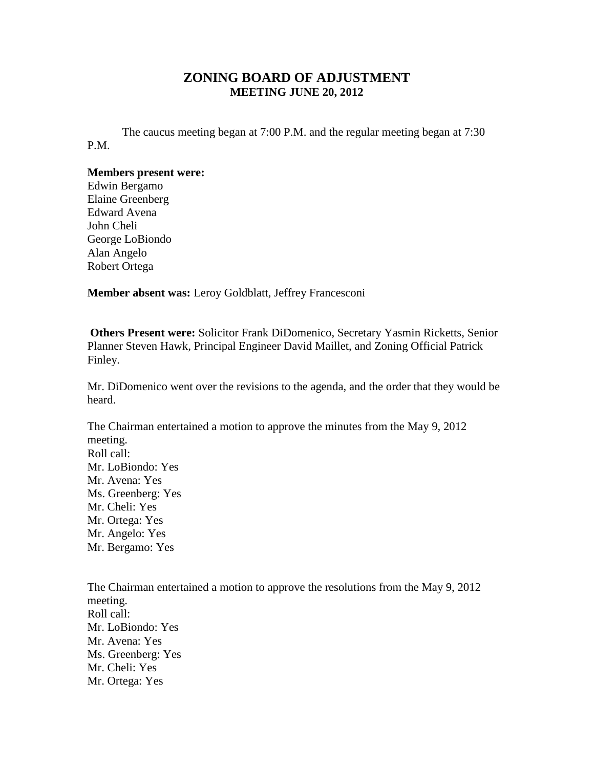# ZONING BOARD OF ADJUSTMENT
## MEETING JUNE 20, 2012

The caucus meeting began at 7:00 P.M. and the regular meeting began at 7:30 P.M.

**Members present were:**
Edwin Bergamo
Elaine Greenberg
Edward Avena
John Cheli
George LoBiondo
Alan Angelo
Robert Ortega

**Member absent was:** Leroy Goldblatt, Jeffrey Francesconi

**Others Present were:** Solicitor Frank DiDomenico, Secretary Yasmin Ricketts, Senior Planner Steven Hawk, Principal Engineer David Maillet, and Zoning Official Patrick Finley.

Mr. DiDomenico went over the revisions to the agenda, and the order that they would be heard.

The Chairman entertained a motion to approve the minutes from the May 9, 2012 meeting.
Roll call:
Mr. LoBiondo: Yes
Mr. Avena: Yes
Ms. Greenberg: Yes
Mr. Cheli: Yes
Mr. Ortega: Yes
Mr. Angelo: Yes
Mr. Bergamo: Yes

The Chairman entertained a motion to approve the resolutions from the May 9, 2012 meeting.
Roll call:
Mr. LoBiondo: Yes
Mr. Avena: Yes
Ms. Greenberg: Yes
Mr. Cheli: Yes
Mr. Ortega: Yes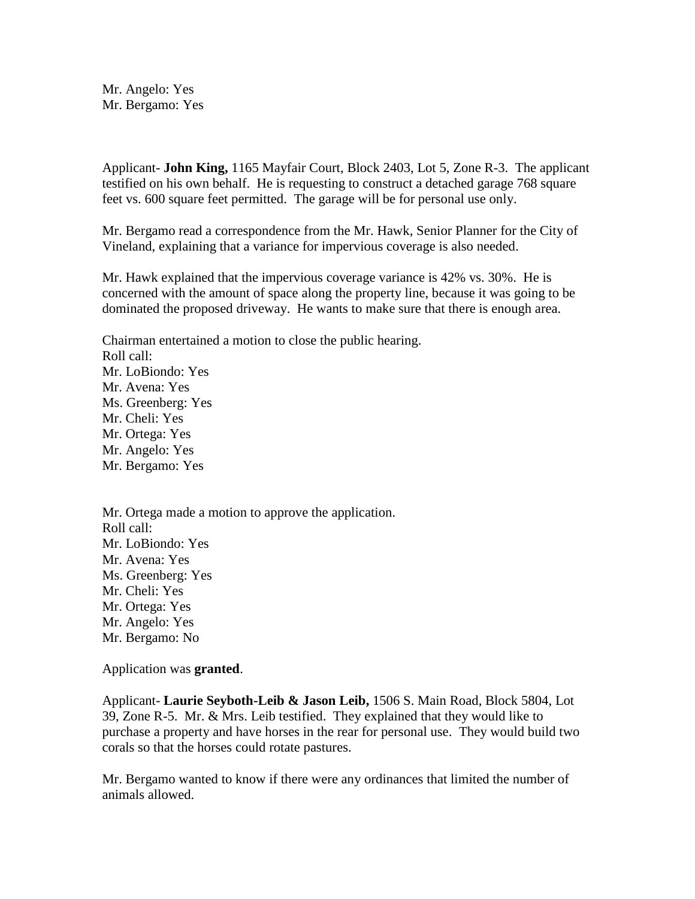Mr. Angelo: Yes
Mr. Bergamo: Yes

Applicant- **John King,** 1165 Mayfair Court, Block 2403, Lot 5, Zone R-3. The applicant testified on his own behalf. He is requesting to construct a detached garage 768 square feet vs. 600 square feet permitted. The garage will be for personal use only.

Mr. Bergamo read a correspondence from the Mr. Hawk, Senior Planner for the City of Vineland, explaining that a variance for impervious coverage is also needed.

Mr. Hawk explained that the impervious coverage variance is 42% vs. 30%. He is concerned with the amount of space along the property line, because it was going to be dominated the proposed driveway. He wants to make sure that there is enough area.

Chairman entertained a motion to close the public hearing.
Roll call:
Mr. LoBiondo: Yes
Mr. Avena: Yes
Ms. Greenberg: Yes
Mr. Cheli: Yes
Mr. Ortega: Yes
Mr. Angelo: Yes
Mr. Bergamo: Yes

Mr. Ortega made a motion to approve the application.
Roll call:
Mr. LoBiondo: Yes
Mr. Avena: Yes
Ms. Greenberg: Yes
Mr. Cheli: Yes
Mr. Ortega: Yes
Mr. Angelo: Yes
Mr. Bergamo: No

Application was **granted**.

Applicant- **Laurie Seyboth-Leib & Jason Leib,** 1506 S. Main Road, Block 5804, Lot 39, Zone R-5. Mr. & Mrs. Leib testified. They explained that they would like to purchase a property and have horses in the rear for personal use. They would build two corals so that the horses could rotate pastures.

Mr. Bergamo wanted to know if there were any ordinances that limited the number of animals allowed.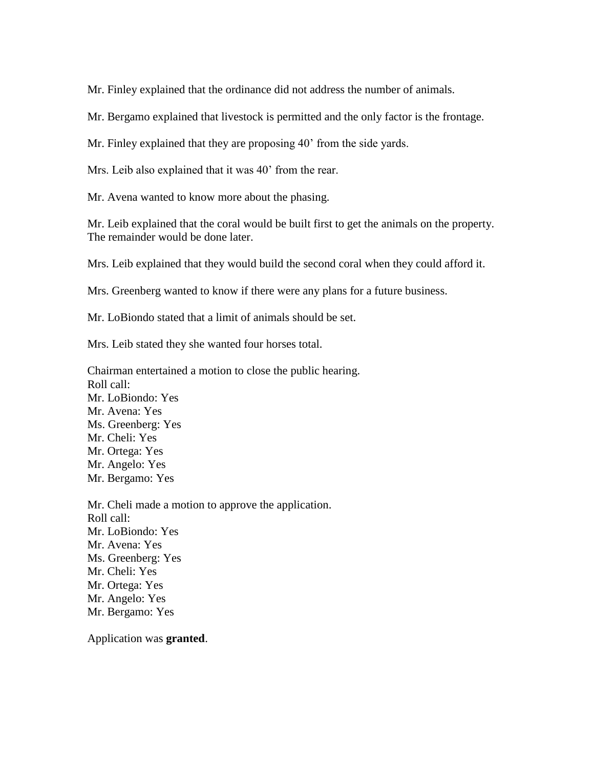Mr. Finley explained that the ordinance did not address the number of animals.

Mr. Bergamo explained that livestock is permitted and the only factor is the frontage.

Mr. Finley explained that they are proposing 40' from the side yards.

Mrs. Leib also explained that it was 40' from the rear.

Mr. Avena wanted to know more about the phasing.

Mr. Leib explained that the coral would be built first to get the animals on the property. The remainder would be done later.

Mrs. Leib explained that they would build the second coral when they could afford it.

Mrs. Greenberg wanted to know if there were any plans for a future business.

Mr. LoBiondo stated that a limit of animals should be set.

Mrs. Leib stated they she wanted four horses total.

Chairman entertained a motion to close the public hearing.
Roll call:
Mr. LoBiondo: Yes
Mr. Avena: Yes
Ms. Greenberg: Yes
Mr. Cheli: Yes
Mr. Ortega: Yes
Mr. Angelo: Yes
Mr. Bergamo: Yes

Mr. Cheli made a motion to approve the application.
Roll call:
Mr. LoBiondo: Yes
Mr. Avena: Yes
Ms. Greenberg: Yes
Mr. Cheli: Yes
Mr. Ortega: Yes
Mr. Angelo: Yes
Mr. Bergamo: Yes

Application was **granted**.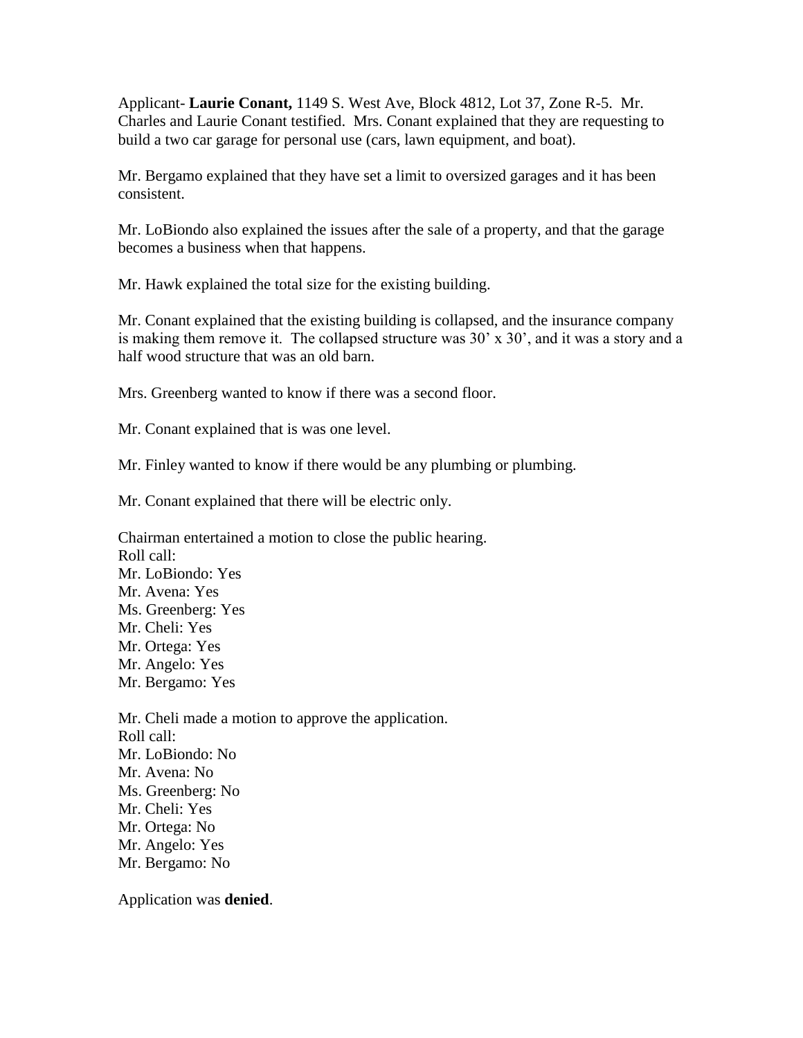Applicant- **Laurie Conant,** 1149 S. West Ave, Block 4812, Lot 37, Zone R-5. Mr. Charles and Laurie Conant testified. Mrs. Conant explained that they are requesting to build a two car garage for personal use (cars, lawn equipment, and boat).

Mr. Bergamo explained that they have set a limit to oversized garages and it has been consistent.

Mr. LoBiondo also explained the issues after the sale of a property, and that the garage becomes a business when that happens.

Mr. Hawk explained the total size for the existing building.

Mr. Conant explained that the existing building is collapsed, and the insurance company is making them remove it. The collapsed structure was 30' x 30', and it was a story and a half wood structure that was an old barn.

Mrs. Greenberg wanted to know if there was a second floor.

Mr. Conant explained that is was one level.

Mr. Finley wanted to know if there would be any plumbing or plumbing.

Mr. Conant explained that there will be electric only.

Chairman entertained a motion to close the public hearing.
Roll call:
Mr. LoBiondo: Yes
Mr. Avena: Yes
Ms. Greenberg: Yes
Mr. Cheli: Yes
Mr. Ortega: Yes
Mr. Angelo: Yes
Mr. Bergamo: Yes

Mr. Cheli made a motion to approve the application.
Roll call:
Mr. LoBiondo: No
Mr. Avena: No
Ms. Greenberg: No
Mr. Cheli: Yes
Mr. Ortega: No
Mr. Angelo: Yes
Mr. Bergamo: No

Application was **denied**.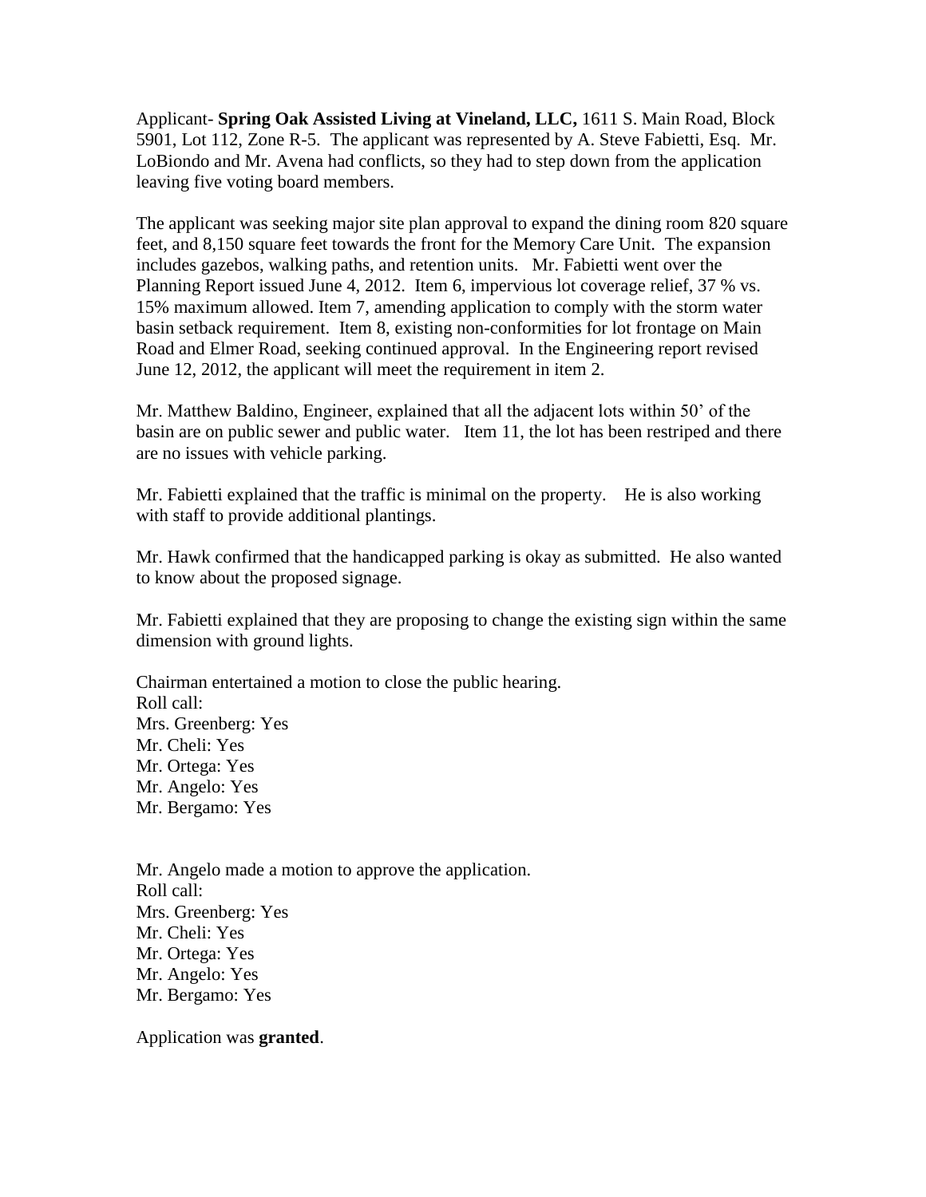Applicant- **Spring Oak Assisted Living at Vineland, LLC,** 1611 S. Main Road, Block 5901, Lot 112, Zone R-5. The applicant was represented by A. Steve Fabietti, Esq. Mr. LoBiondo and Mr. Avena had conflicts, so they had to step down from the application leaving five voting board members.

The applicant was seeking major site plan approval to expand the dining room 820 square feet, and 8,150 square feet towards the front for the Memory Care Unit. The expansion includes gazebos, walking paths, and retention units. Mr. Fabietti went over the Planning Report issued June 4, 2012. Item 6, impervious lot coverage relief, 37 % vs. 15% maximum allowed. Item 7, amending application to comply with the storm water basin setback requirement. Item 8, existing non-conformities for lot frontage on Main Road and Elmer Road, seeking continued approval. In the Engineering report revised June 12, 2012, the applicant will meet the requirement in item 2.

Mr. Matthew Baldino, Engineer, explained that all the adjacent lots within 50' of the basin are on public sewer and public water. Item 11, the lot has been restriped and there are no issues with vehicle parking.

Mr. Fabietti explained that the traffic is minimal on the property. He is also working with staff to provide additional plantings.

Mr. Hawk confirmed that the handicapped parking is okay as submitted. He also wanted to know about the proposed signage.

Mr. Fabietti explained that they are proposing to change the existing sign within the same dimension with ground lights.

Chairman entertained a motion to close the public hearing.
Roll call:
Mrs. Greenberg: Yes
Mr. Cheli: Yes
Mr. Ortega: Yes
Mr. Angelo: Yes
Mr. Bergamo: Yes

Mr. Angelo made a motion to approve the application.
Roll call:
Mrs. Greenberg: Yes
Mr. Cheli: Yes
Mr. Ortega: Yes
Mr. Angelo: Yes
Mr. Bergamo: Yes

Application was **granted**.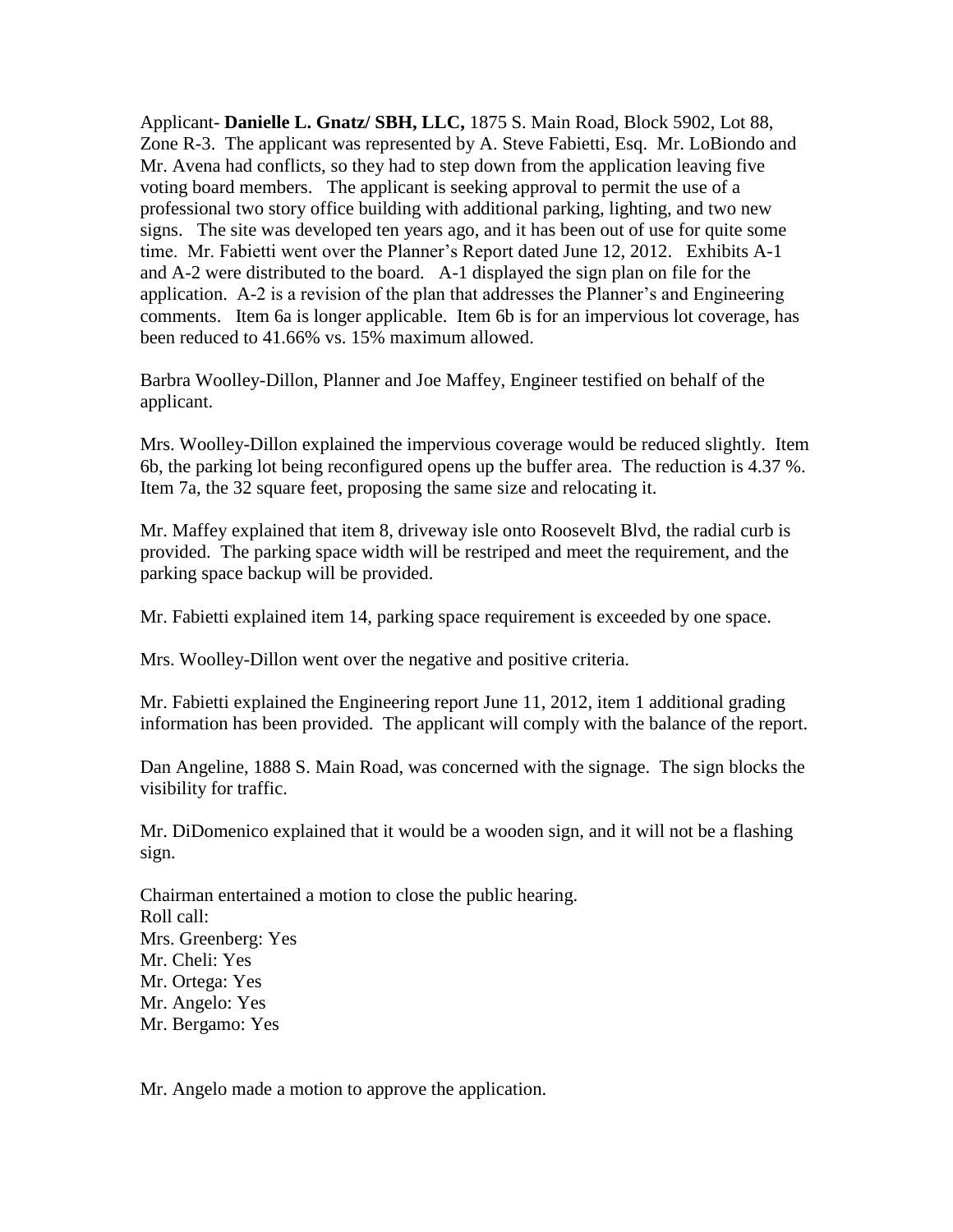Applicant- **Danielle L. Gnatz/ SBH, LLC,** 1875 S. Main Road, Block 5902, Lot 88, Zone R-3. The applicant was represented by A. Steve Fabietti, Esq. Mr. LoBiondo and Mr. Avena had conflicts, so they had to step down from the application leaving five voting board members. The applicant is seeking approval to permit the use of a professional two story office building with additional parking, lighting, and two new signs. The site was developed ten years ago, and it has been out of use for quite some time. Mr. Fabietti went over the Planner's Report dated June 12, 2012. Exhibits A-1 and A-2 were distributed to the board. A-1 displayed the sign plan on file for the application. A-2 is a revision of the plan that addresses the Planner's and Engineering comments. Item 6a is longer applicable. Item 6b is for an impervious lot coverage, has been reduced to 41.66% vs. 15% maximum allowed.

Barbra Woolley-Dillon, Planner and Joe Maffey, Engineer testified on behalf of the applicant.

Mrs. Woolley-Dillon explained the impervious coverage would be reduced slightly. Item 6b, the parking lot being reconfigured opens up the buffer area. The reduction is 4.37 %. Item 7a, the 32 square feet, proposing the same size and relocating it.

Mr. Maffey explained that item 8, driveway isle onto Roosevelt Blvd, the radial curb is provided. The parking space width will be restriped and meet the requirement, and the parking space backup will be provided.

Mr. Fabietti explained item 14, parking space requirement is exceeded by one space.

Mrs. Woolley-Dillon went over the negative and positive criteria.

Mr. Fabietti explained the Engineering report June 11, 2012, item 1 additional grading information has been provided. The applicant will comply with the balance of the report.

Dan Angeline, 1888 S. Main Road, was concerned with the signage. The sign blocks the visibility for traffic.

Mr. DiDomenico explained that it would be a wooden sign, and it will not be a flashing sign.

Chairman entertained a motion to close the public hearing.
Roll call:
Mrs. Greenberg: Yes
Mr. Cheli: Yes
Mr. Ortega: Yes
Mr. Angelo: Yes
Mr. Bergamo: Yes

Mr. Angelo made a motion to approve the application.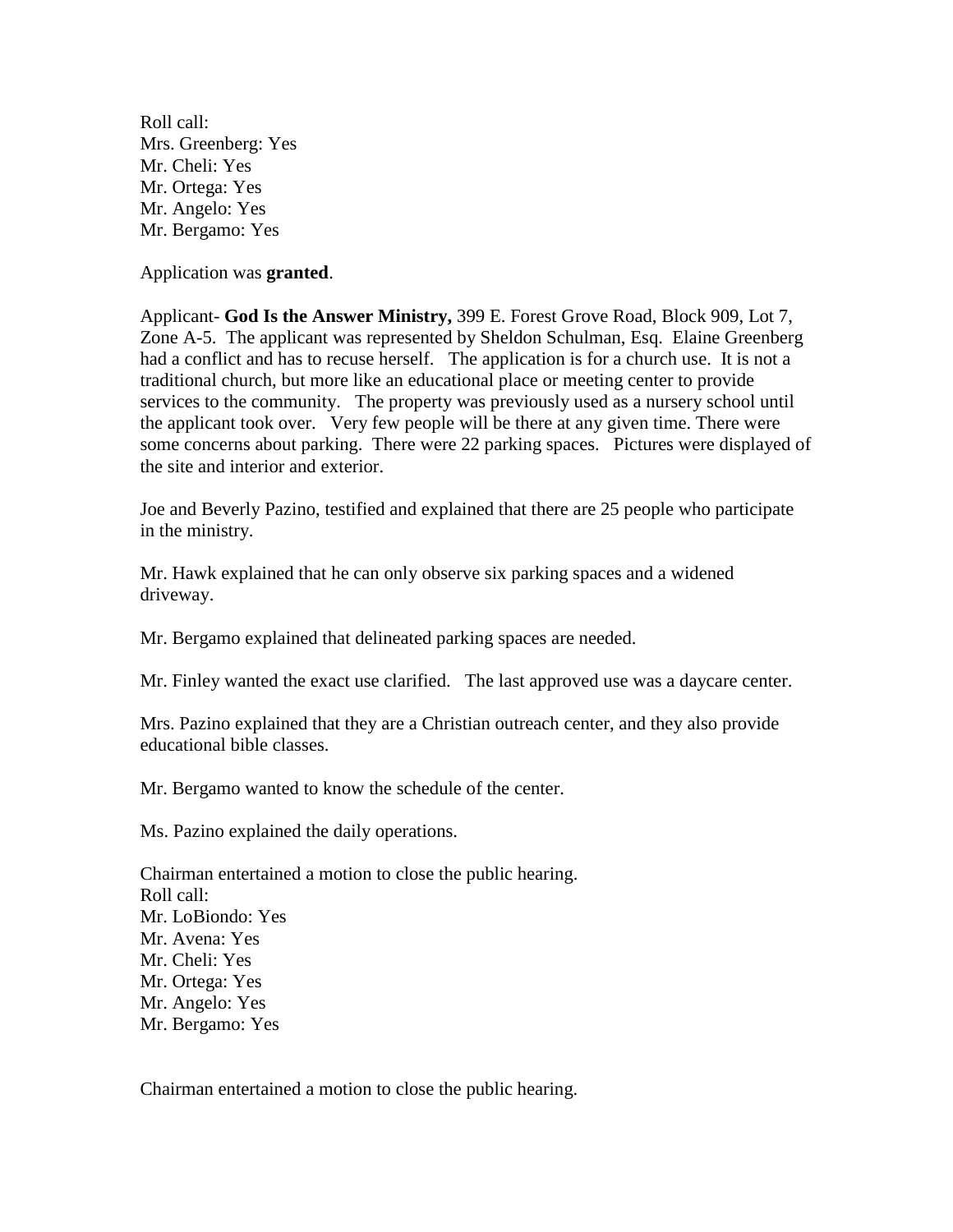Roll call:
Mrs. Greenberg: Yes
Mr. Cheli: Yes
Mr. Ortega: Yes
Mr. Angelo: Yes
Mr. Bergamo: Yes

Application was **granted**.

Applicant- **God Is the Answer Ministry,** 399 E. Forest Grove Road, Block 909, Lot 7, Zone A-5. The applicant was represented by Sheldon Schulman, Esq. Elaine Greenberg had a conflict and has to recuse herself. The application is for a church use. It is not a traditional church, but more like an educational place or meeting center to provide services to the community. The property was previously used as a nursery school until the applicant took over. Very few people will be there at any given time. There were some concerns about parking. There were 22 parking spaces. Pictures were displayed of the site and interior and exterior.

Joe and Beverly Pazino, testified and explained that there are 25 people who participate in the ministry.

Mr. Hawk explained that he can only observe six parking spaces and a widened driveway.

Mr. Bergamo explained that delineated parking spaces are needed.

Mr. Finley wanted the exact use clarified. The last approved use was a daycare center.

Mrs. Pazino explained that they are a Christian outreach center, and they also provide educational bible classes.

Mr. Bergamo wanted to know the schedule of the center.

Ms. Pazino explained the daily operations.

Chairman entertained a motion to close the public hearing.
Roll call:
Mr. LoBiondo: Yes
Mr. Avena: Yes
Mr. Cheli: Yes
Mr. Ortega: Yes
Mr. Angelo: Yes
Mr. Bergamo: Yes

Chairman entertained a motion to close the public hearing.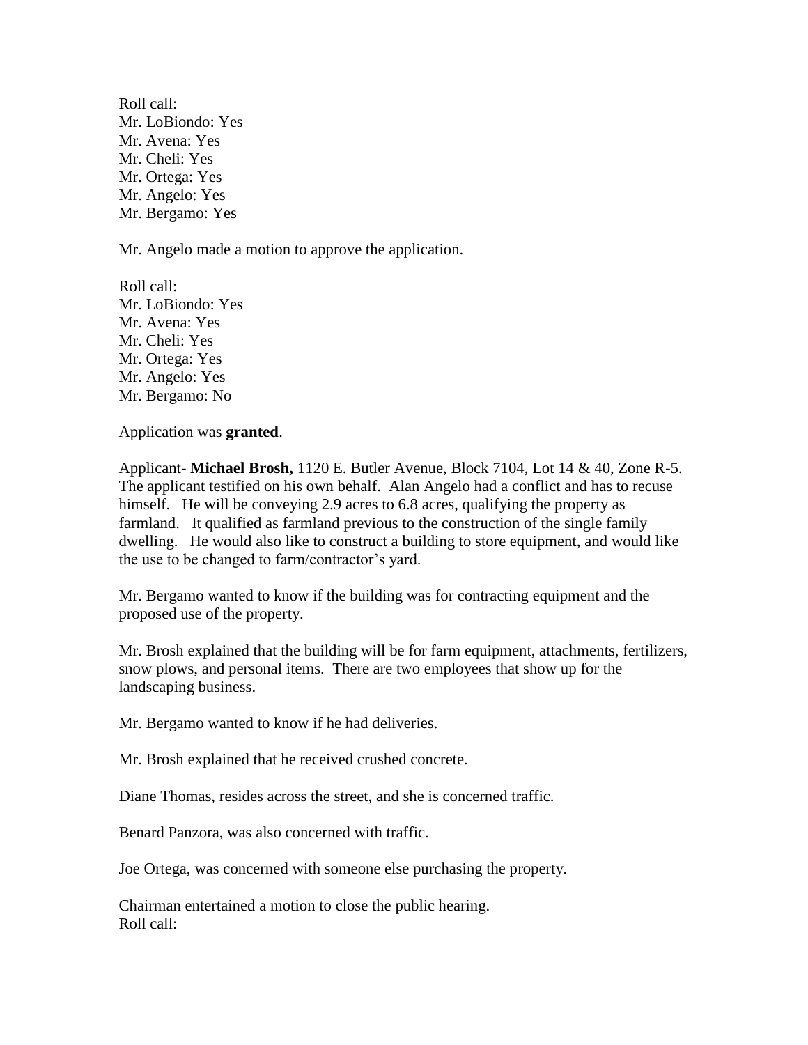Roll call:
Mr. LoBiondo: Yes
Mr. Avena: Yes
Mr. Cheli: Yes
Mr. Ortega: Yes
Mr. Angelo: Yes
Mr. Bergamo: Yes

Mr. Angelo made a motion to approve the application.

Roll call:
Mr. LoBiondo: Yes
Mr. Avena: Yes
Mr. Cheli: Yes
Mr. Ortega: Yes
Mr. Angelo: Yes
Mr. Bergamo: No

Application was **granted**.

Applicant- **Michael Brosh,** 1120 E. Butler Avenue, Block 7104, Lot 14 & 40, Zone R-5. The applicant testified on his own behalf. Alan Angelo had a conflict and has to recuse himself. He will be conveying 2.9 acres to 6.8 acres, qualifying the property as farmland. It qualified as farmland previous to the construction of the single family dwelling. He would also like to construct a building to store equipment, and would like the use to be changed to farm/contractor's yard.

Mr. Bergamo wanted to know if the building was for contracting equipment and the proposed use of the property.

Mr. Brosh explained that the building will be for farm equipment, attachments, fertilizers, snow plows, and personal items. There are two employees that show up for the landscaping business.

Mr. Bergamo wanted to know if he had deliveries.

Mr. Brosh explained that he received crushed concrete.

Diane Thomas, resides across the street, and she is concerned traffic.

Benard Panzora, was also concerned with traffic.

Joe Ortega, was concerned with someone else purchasing the property.

Chairman entertained a motion to close the public hearing.
Roll call: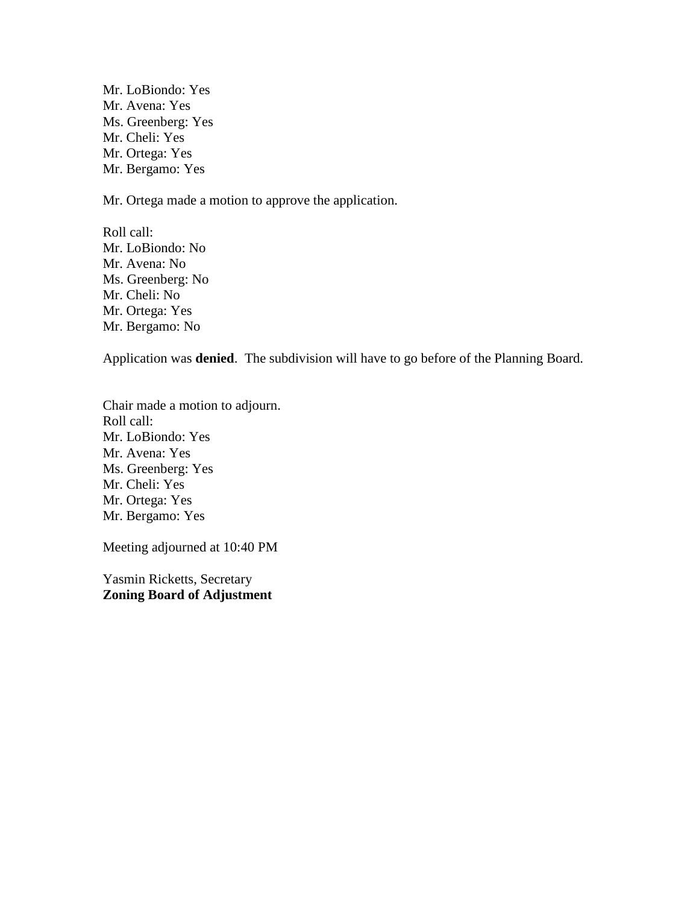Mr. LoBiondo: Yes
Mr. Avena: Yes
Ms. Greenberg: Yes
Mr. Cheli: Yes
Mr. Ortega: Yes
Mr. Bergamo: Yes

Mr. Ortega made a motion to approve the application.

Roll call:
Mr. LoBiondo: No
Mr. Avena: No
Ms. Greenberg: No
Mr. Cheli: No
Mr. Ortega: Yes
Mr. Bergamo: No

Application was **denied**. The subdivision will have to go before of the Planning Board.

Chair made a motion to adjourn.
Roll call:
Mr. LoBiondo: Yes
Mr. Avena: Yes
Ms. Greenberg: Yes
Mr. Cheli: Yes
Mr. Ortega: Yes
Mr. Bergamo: Yes

Meeting adjourned at 10:40 PM

Yasmin Ricketts, Secretary
**Zoning Board of Adjustment**